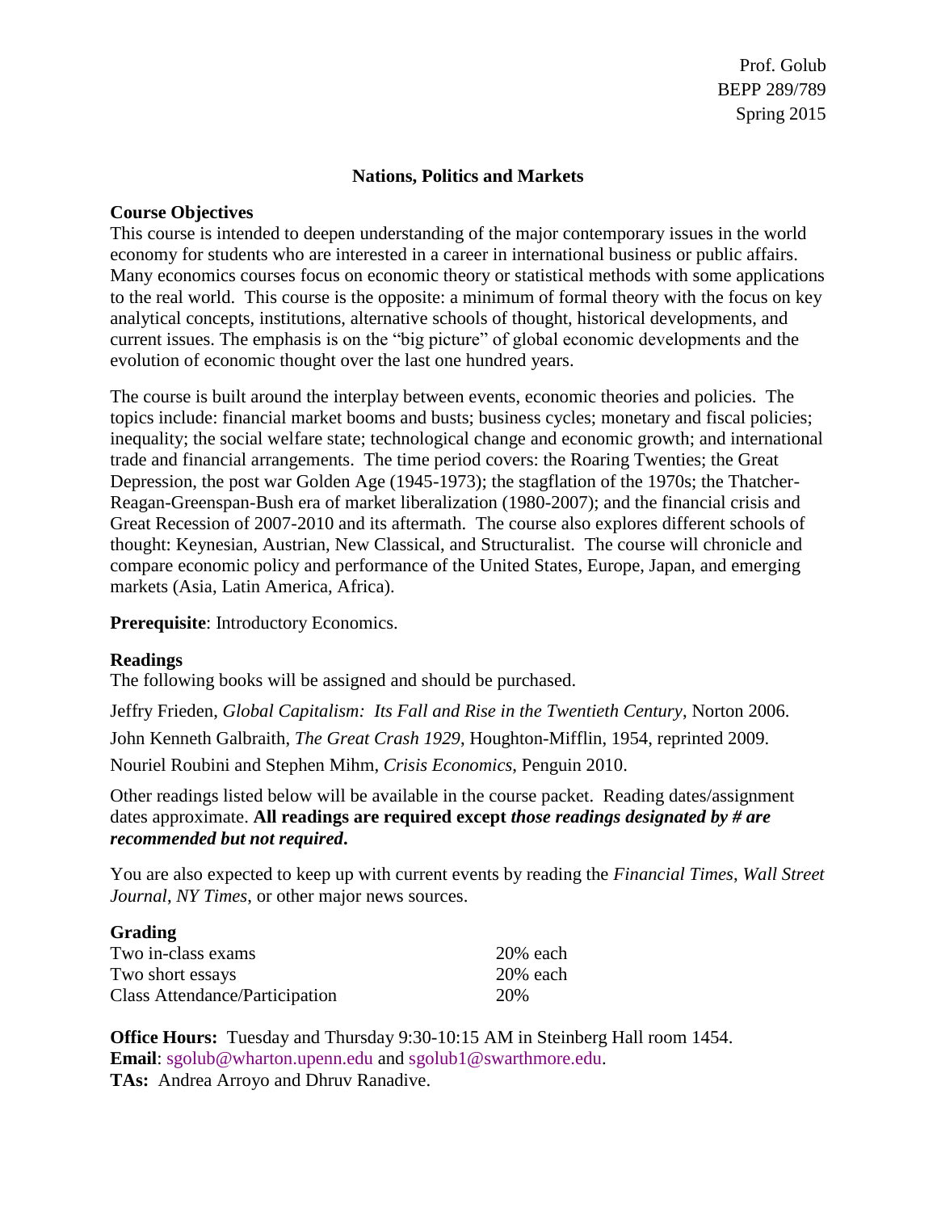Prof. Golub
BEPP 289/789
Spring 2015

# Nations, Politics and Markets

## Course Objectives

This course is intended to deepen understanding of the major contemporary issues in the world economy for students who are interested in a career in international business or public affairs. Many economics courses focus on economic theory or statistical methods with some applications to the real world. This course is the opposite: a minimum of formal theory with the focus on key analytical concepts, institutions, alternative schools of thought, historical developments, and current issues. The emphasis is on the "big picture" of global economic developments and the evolution of economic thought over the last one hundred years.

The course is built around the interplay between events, economic theories and policies. The topics include: financial market booms and busts; business cycles; monetary and fiscal policies; inequality; the social welfare state; technological change and economic growth; and international trade and financial arrangements. The time period covers: the Roaring Twenties; the Great Depression, the post war Golden Age (1945-1973); the stagflation of the 1970s; the Thatcher-Reagan-Greenspan-Bush era of market liberalization (1980-2007); and the financial crisis and Great Recession of 2007-2010 and its aftermath. The course also explores different schools of thought: Keynesian, Austrian, New Classical, and Structuralist. The course will chronicle and compare economic policy and performance of the United States, Europe, Japan, and emerging markets (Asia, Latin America, Africa).

**Prerequisite**: Introductory Economics.

## Readings

The following books will be assigned and should be purchased.

Jeffry Frieden, *Global Capitalism: Its Fall and Rise in the Twentieth Century*, Norton 2006.

John Kenneth Galbraith, *The Great Crash 1929*, Houghton-Mifflin, 1954, reprinted 2009.

Nouriel Roubini and Stephen Mihm, *Crisis Economics*, Penguin 2010.

Other readings listed below will be available in the course packet. Reading dates/assignment dates approximate. **All readings are required except *those readings designated by # are recommended but not required*.**

You are also expected to keep up with current events by reading the *Financial Times*, *Wall Street Journal*, *NY Times*, or other major news sources.

## Grading

| | |
|---|---|
| Two in-class exams | 20% each |
| Two short essays | 20% each |
| Class Attendance/Participation | 20% |

**Office Hours:** Tuesday and Thursday 9:30-10:15 AM in Steinberg Hall room 1454.
**Email**: sgolub@wharton.upenn.edu and sgolub1@swarthmore.edu.
**TAs:** Andrea Arroyo and Dhruv Ranadive.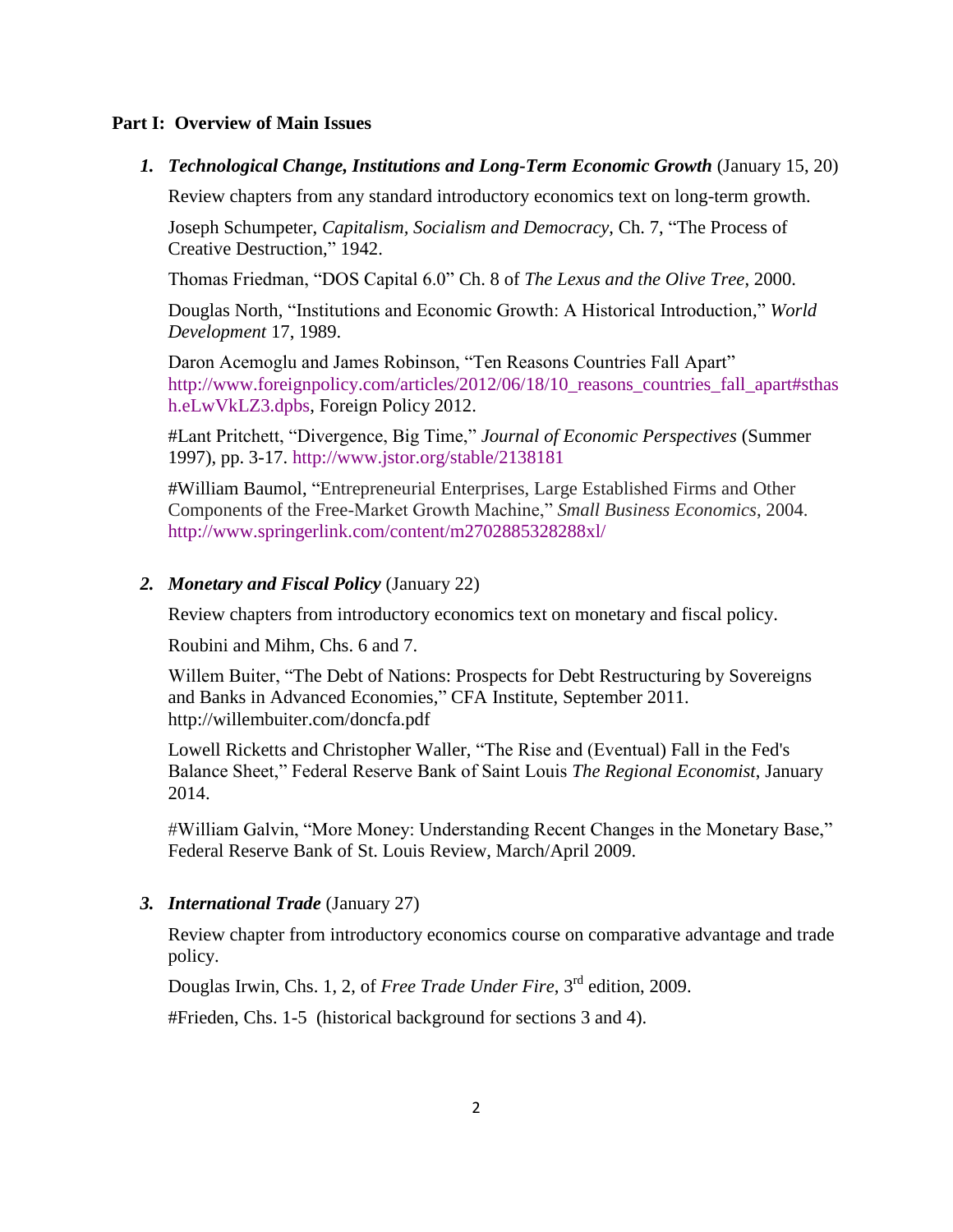**Part I: Overview of Main Issues**

1. ***Technological Change, Institutions and Long-Term Economic Growth*** (January 15, 20)

   Review chapters from any standard introductory economics text on long-term growth.

   Joseph Schumpeter, *Capitalism, Socialism and Democracy*, Ch. 7, "The Process of Creative Destruction," 1942.

   Thomas Friedman, "DOS Capital 6.0" Ch. 8 of *The Lexus and the Olive Tree*, 2000.

   Douglas North, "Institutions and Economic Growth: A Historical Introduction," *World Development* 17, 1989.

   Daron Acemoglu and James Robinson, "Ten Reasons Countries Fall Apart" http://www.foreignpolicy.com/articles/2012/06/18/10_reasons_countries_fall_apart#sthash.eLwVkLZ3.dpbs, Foreign Policy 2012.

   #Lant Pritchett, "Divergence, Big Time," *Journal of Economic Perspectives* (Summer 1997), pp. 3-17. http://www.jstor.org/stable/2138181

   #William Baumol, "Entrepreneurial Enterprises, Large Established Firms and Other Components of the Free-Market Growth Machine," *Small Business Economics*, 2004. http://www.springerlink.com/content/m2702885328288xl/

2. ***Monetary and Fiscal Policy*** (January 22)

   Review chapters from introductory economics text on monetary and fiscal policy.

   Roubini and Mihm, Chs. 6 and 7.

   Willem Buiter, "The Debt of Nations: Prospects for Debt Restructuring by Sovereigns and Banks in Advanced Economies," CFA Institute, September 2011. http://willembuiter.com/doncfa.pdf

   Lowell Ricketts and Christopher Waller, "The Rise and (Eventual) Fall in the Fed's Balance Sheet," Federal Reserve Bank of Saint Louis *The Regional Economist*, January 2014.

   #William Galvin, "More Money: Understanding Recent Changes in the Monetary Base," Federal Reserve Bank of St. Louis Review, March/April 2009.

3. ***International Trade*** (January 27)

   Review chapter from introductory economics course on comparative advantage and trade policy.

   Douglas Irwin, Chs. 1, 2, of *Free Trade Under Fire*, 3rd edition, 2009.

   #Frieden, Chs. 1-5 (historical background for sections 3 and 4).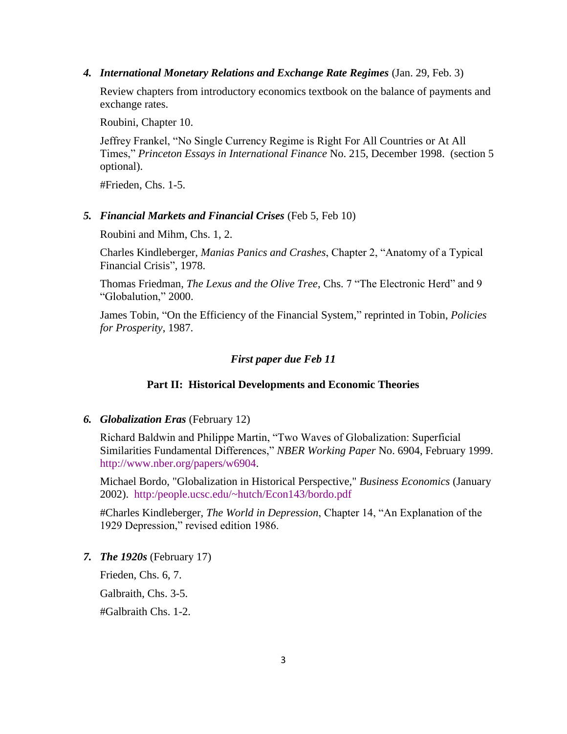### 4. ***International Monetary Relations and Exchange Rate Regimes*** (Jan. 29, Feb. 3)

Review chapters from introductory economics textbook on the balance of payments and exchange rates.

Roubini, Chapter 10.

Jeffrey Frankel, "No Single Currency Regime is Right For All Countries or At All Times," *Princeton Essays in International Finance* No. 215, December 1998. (section 5 optional).

#Frieden, Chs. 1-5.

### 5. ***Financial Markets and Financial Crises*** (Feb 5, Feb 10)

Roubini and Mihm, Chs. 1, 2.

Charles Kindleberger, *Manias Panics and Crashes*, Chapter 2, "Anatomy of a Typical Financial Crisis", 1978.

Thomas Friedman, *The Lexus and the Olive Tree*, Chs. 7 "The Electronic Herd" and 9 "Globalution," 2000.

James Tobin, "On the Efficiency of the Financial System," reprinted in Tobin, *Policies for Prosperity*, 1987.

***First paper due Feb 11***

## Part II: Historical Developments and Economic Theories

### 6. ***Globalization Eras*** (February 12)

Richard Baldwin and Philippe Martin, "Two Waves of Globalization: Superficial Similarities Fundamental Differences," *NBER Working Paper* No. 6904, February 1999. http://www.nber.org/papers/w6904.

Michael Bordo, "Globalization in Historical Perspective," *Business Economics* (January 2002). http:/people.ucsc.edu/~hutch/Econ143/bordo.pdf

#Charles Kindleberger, *The World in Depression*, Chapter 14, "An Explanation of the 1929 Depression," revised edition 1986.

### 7. ***The 1920s*** (February 17)

Frieden, Chs. 6, 7.

Galbraith, Chs. 3-5.

#Galbraith Chs. 1-2.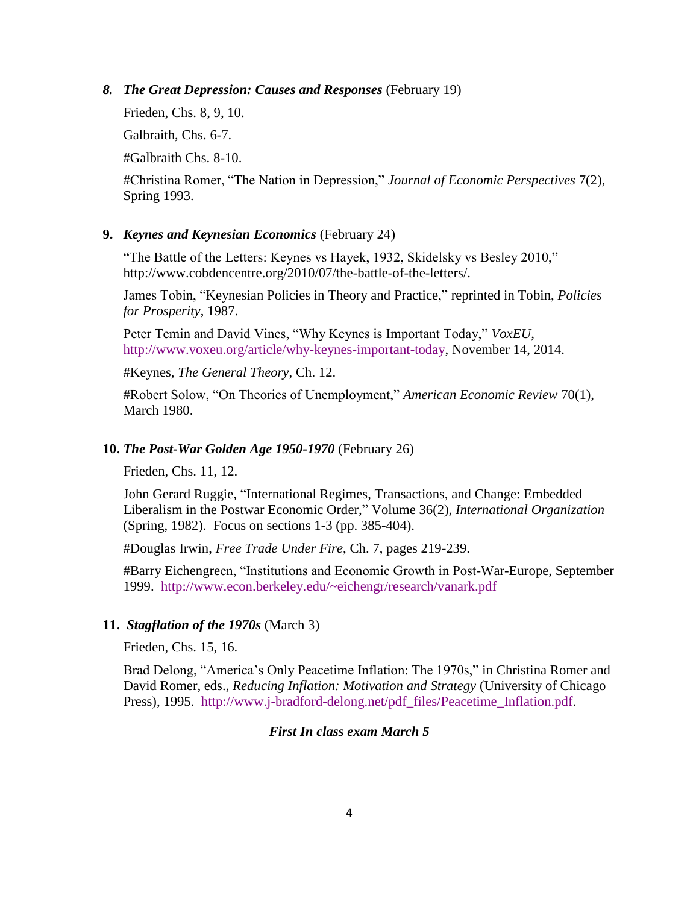### 8. *The Great Depression: Causes and Responses* (February 19)

Frieden, Chs. 8, 9, 10.

Galbraith, Chs. 6-7.

#Galbraith Chs. 8-10.

#Christina Romer, "The Nation in Depression," *Journal of Economic Perspectives* 7(2), Spring 1993.

### 9. *Keynes and Keynesian Economics* (February 24)

"The Battle of the Letters: Keynes vs Hayek, 1932, Skidelsky vs Besley 2010," http://www.cobdencentre.org/2010/07/the-battle-of-the-letters/.

James Tobin, "Keynesian Policies in Theory and Practice," reprinted in Tobin, *Policies for Prosperity*, 1987.

Peter Temin and David Vines, "Why Keynes is Important Today," *VoxEU*, http://www.voxeu.org/article/why-keynes-important-today, November 14, 2014.

#Keynes, *The General Theory*, Ch. 12.

#Robert Solow, "On Theories of Unemployment," *American Economic Review* 70(1), March 1980.

### 10. *The Post-War Golden Age 1950-1970* (February 26)

Frieden, Chs. 11, 12.

John Gerard Ruggie, "International Regimes, Transactions, and Change: Embedded Liberalism in the Postwar Economic Order," Volume 36(2), *International Organization* (Spring, 1982). Focus on sections 1-3 (pp. 385-404).

#Douglas Irwin, *Free Trade Under Fire*, Ch. 7, pages 219-239.

#Barry Eichengreen, "Institutions and Economic Growth in Post-War-Europe, September 1999. http://www.econ.berkeley.edu/~eichengr/research/vanark.pdf

### 11. *Stagflation of the 1970s* (March 3)

Frieden, Chs. 15, 16.

Brad Delong, "America's Only Peacetime Inflation: The 1970s," in Christina Romer and David Romer, eds., *Reducing Inflation: Motivation and Strategy* (University of Chicago Press), 1995. http://www.j-bradford-delong.net/pdf_files/Peacetime_Inflation.pdf.

***First In class exam March 5***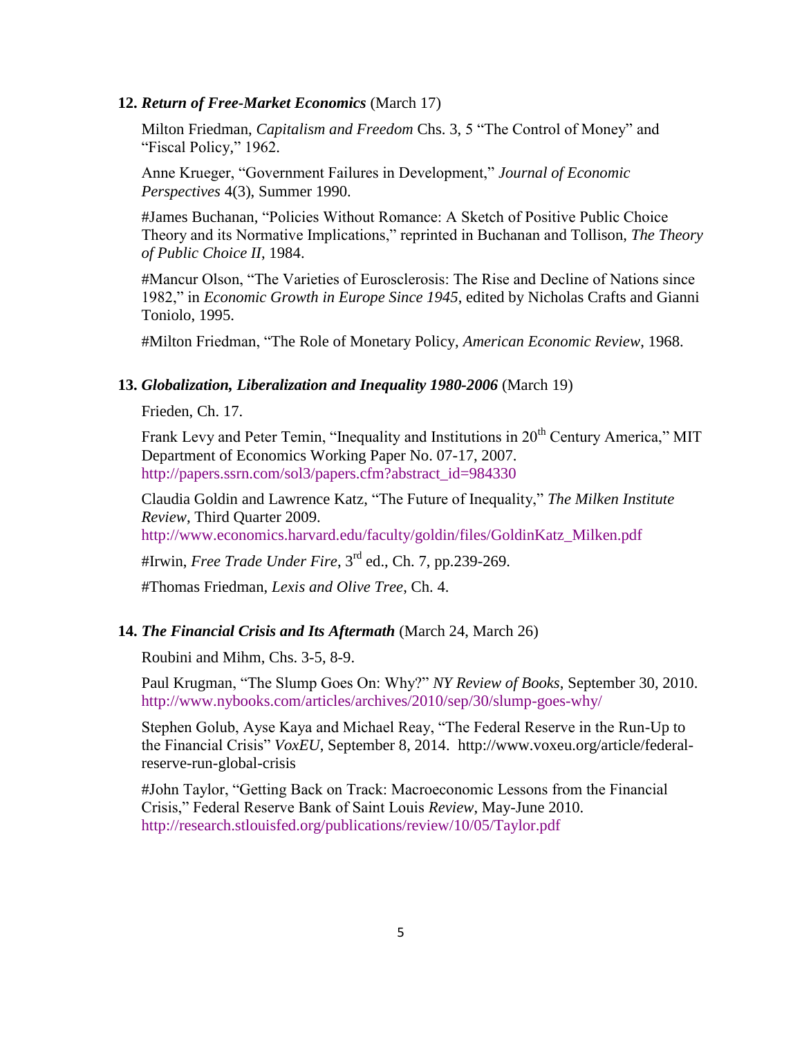**12. *Return of Free-Market Economics*** (March 17)

Milton Friedman, *Capitalism and Freedom* Chs. 3, 5 "The Control of Money" and "Fiscal Policy," 1962.

Anne Krueger, "Government Failures in Development," *Journal of Economic Perspectives* 4(3), Summer 1990.

#James Buchanan, "Policies Without Romance: A Sketch of Positive Public Choice Theory and its Normative Implications," reprinted in Buchanan and Tollison, *The Theory of Public Choice II*, 1984.

#Mancur Olson, "The Varieties of Eurosclerosis: The Rise and Decline of Nations since 1982," in *Economic Growth in Europe Since 1945*, edited by Nicholas Crafts and Gianni Toniolo, 1995.

#Milton Friedman, "The Role of Monetary Policy, *American Economic Review*, 1968.

**13. *Globalization, Liberalization and Inequality 1980-2006*** (March 19)

Frieden, Ch. 17.

Frank Levy and Peter Temin, "Inequality and Institutions in 20th Century America," MIT Department of Economics Working Paper No. 07-17, 2007. http://papers.ssrn.com/sol3/papers.cfm?abstract_id=984330

Claudia Goldin and Lawrence Katz, "The Future of Inequality," *The Milken Institute Review*, Third Quarter 2009. http://www.economics.harvard.edu/faculty/goldin/files/GoldinKatz_Milken.pdf

#Irwin, *Free Trade Under Fire*, 3rd ed., Ch. 7, pp.239-269.

#Thomas Friedman, *Lexis and Olive Tree*, Ch. 4.

**14. *The Financial Crisis and Its Aftermath*** (March 24, March 26)

Roubini and Mihm, Chs. 3-5, 8-9.

Paul Krugman, "The Slump Goes On: Why?" *NY Review of Books*, September 30, 2010. http://www.nybooks.com/articles/archives/2010/sep/30/slump-goes-why/

Stephen Golub, Ayse Kaya and Michael Reay, "The Federal Reserve in the Run-Up to the Financial Crisis" *VoxEU*, September 8, 2014. http://www.voxeu.org/article/federal-reserve-run-global-crisis

#John Taylor, "Getting Back on Track: Macroeconomic Lessons from the Financial Crisis," Federal Reserve Bank of Saint Louis *Review*, May-June 2010. http://research.stlouisfed.org/publications/review/10/05/Taylor.pdf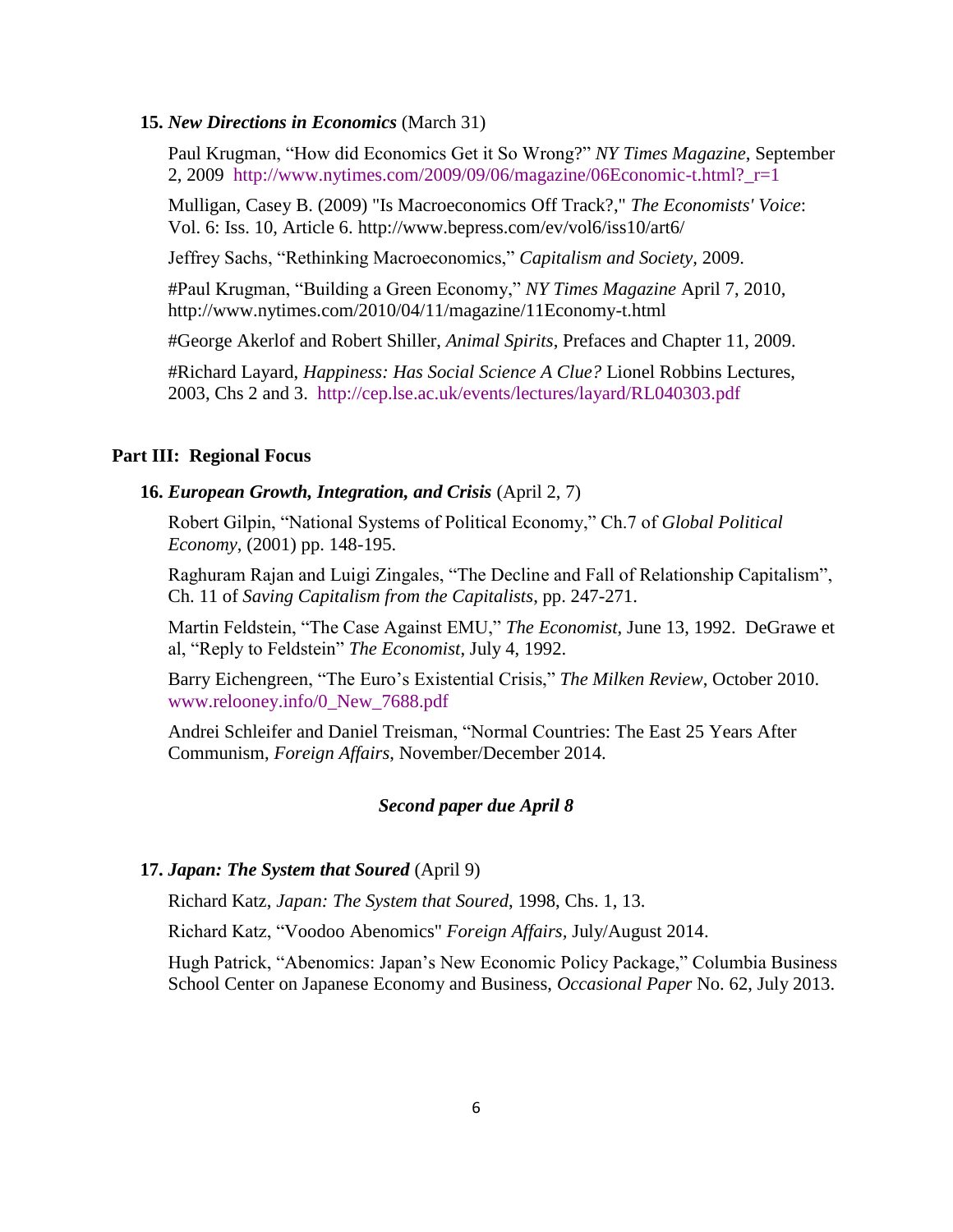**15.** ***New Directions in Economics*** **(March 31)**

Paul Krugman, "How did Economics Get it So Wrong?" *NY Times Magazine*, September 2, 2009 http://www.nytimes.com/2009/09/06/magazine/06Economic-t.html?_r=1

Mulligan, Casey B. (2009) "Is Macroeconomics Off Track?," *The Economists' Voice*: Vol. 6: Iss. 10, Article 6. http://www.bepress.com/ev/vol6/iss10/art6/

Jeffrey Sachs, "Rethinking Macroeconomics," *Capitalism and Society*, 2009.

#Paul Krugman, "Building a Green Economy," *NY Times Magazine* April 7, 2010, http://www.nytimes.com/2010/04/11/magazine/11Economy-t.html

#George Akerlof and Robert Shiller, *Animal Spirits*, Prefaces and Chapter 11, 2009.

#Richard Layard, *Happiness: Has Social Science A Clue?* Lionel Robbins Lectures, 2003, Chs 2 and 3. http://cep.lse.ac.uk/events/lectures/layard/RL040303.pdf

## Part III: Regional Focus

**16.** ***European Growth, Integration, and Crisis*** **(April 2, 7)**

Robert Gilpin, "National Systems of Political Economy," Ch.7 of *Global Political Economy*, (2001) pp. 148-195.

Raghuram Rajan and Luigi Zingales, "The Decline and Fall of Relationship Capitalism", Ch. 11 of *Saving Capitalism from the Capitalists*, pp. 247-271.

Martin Feldstein, "The Case Against EMU," *The Economist*, June 13, 1992. DeGrawe et al, "Reply to Feldstein" *The Economist*, July 4, 1992.

Barry Eichengreen, "The Euro's Existential Crisis," *The Milken Review*, October 2010. www.relooney.info/0_New_7688.pdf

Andrei Schleifer and Daniel Treisman, "Normal Countries: The East 25 Years After Communism, *Foreign Affairs*, November/December 2014.

***Second paper due April 8***

**17.** ***Japan: The System that Soured*** **(April 9)**

Richard Katz, *Japan: The System that Soured*, 1998, Chs. 1, 13.

Richard Katz, "Voodoo Abenomics" *Foreign Affairs*, July/August 2014.

Hugh Patrick, "Abenomics: Japan's New Economic Policy Package," Columbia Business School Center on Japanese Economy and Business, *Occasional Paper* No. 62, July 2013.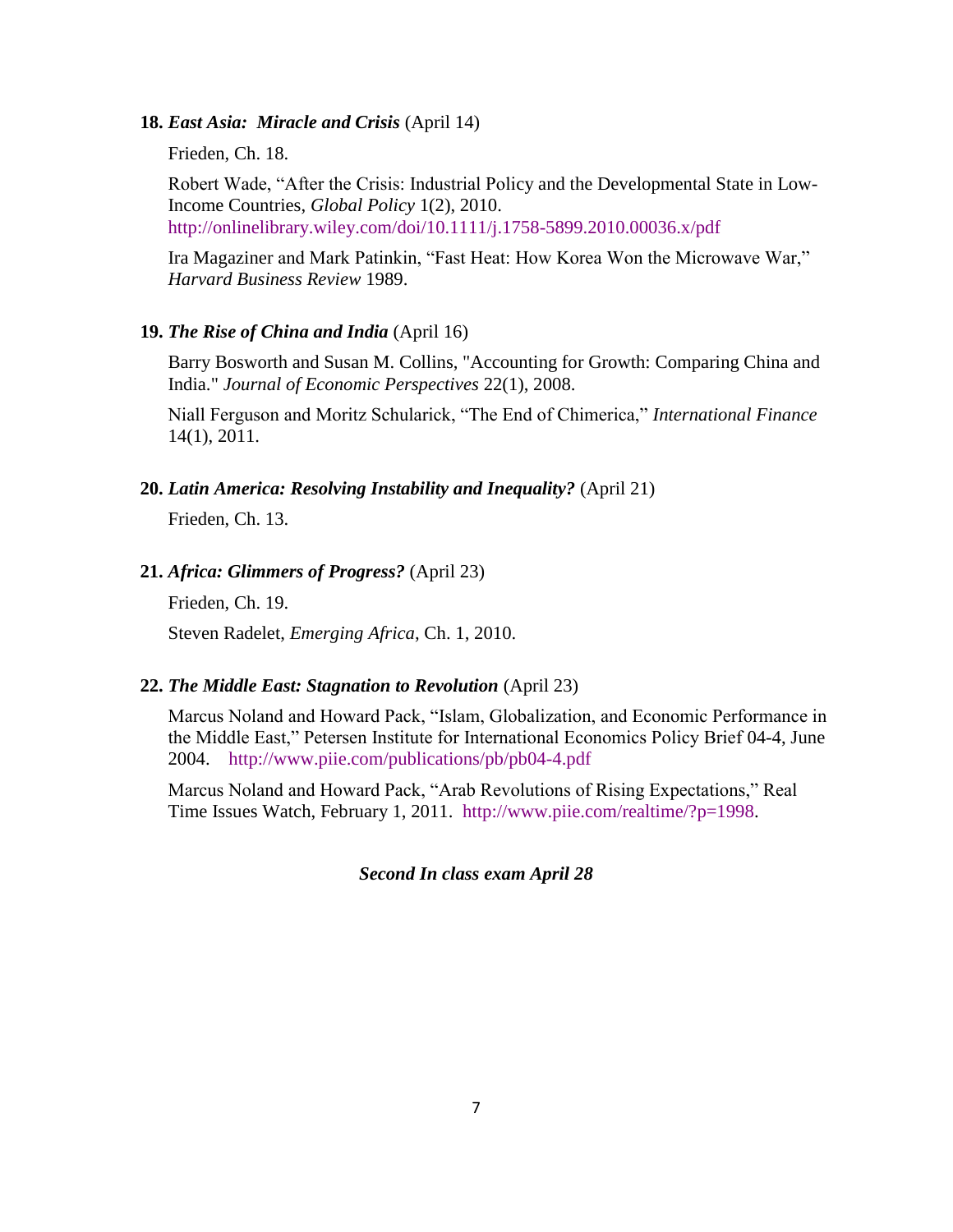**18. *East Asia: Miracle and Crisis*** (April 14)

Frieden, Ch. 18.

Robert Wade, "After the Crisis: Industrial Policy and the Developmental State in Low-Income Countries, *Global Policy* 1(2), 2010. http://onlinelibrary.wiley.com/doi/10.1111/j.1758-5899.2010.00036.x/pdf

Ira Magaziner and Mark Patinkin, "Fast Heat: How Korea Won the Microwave War," *Harvard Business Review* 1989.

**19. *The Rise of China and India*** (April 16)

Barry Bosworth and Susan M. Collins, "Accounting for Growth: Comparing China and India." *Journal of Economic Perspectives* 22(1), 2008.

Niall Ferguson and Moritz Schularick, "The End of Chimerica," *International Finance* 14(1), 2011.

**20. *Latin America: Resolving Instability and Inequality?*** (April 21)

Frieden, Ch. 13.

**21. *Africa: Glimmers of Progress?*** (April 23)

Frieden, Ch. 19.

Steven Radelet, *Emerging Africa*, Ch. 1, 2010.

**22. *The Middle East: Stagnation to Revolution*** (April 23)

Marcus Noland and Howard Pack, "Islam, Globalization, and Economic Performance in the Middle East," Petersen Institute for International Economics Policy Brief 04-4, June 2004. http://www.piie.com/publications/pb/pb04-4.pdf

Marcus Noland and Howard Pack, "Arab Revolutions of Rising Expectations," Real Time Issues Watch, February 1, 2011. http://www.piie.com/realtime/?p=1998.

***Second In class exam April 28***